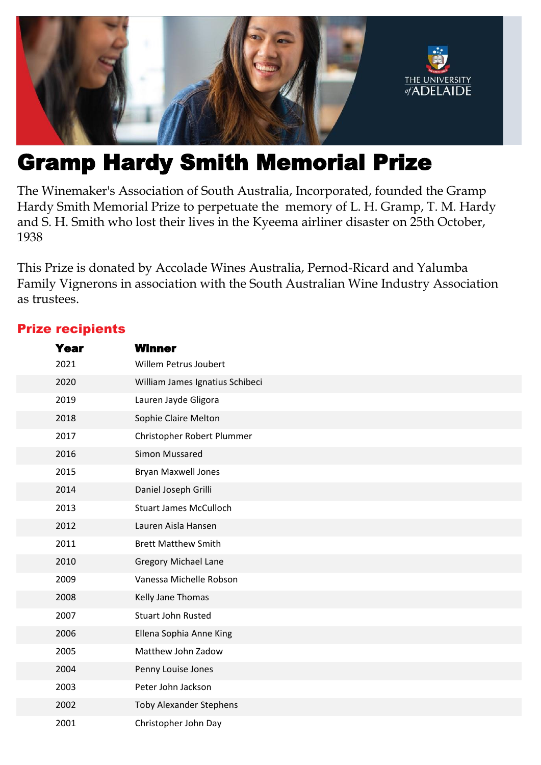# Gramp Hardy Smith Memorial Prize

The Winemaker's Association of South Australia, Incorporated, founded the Gramp Hardy Smith Memorial Prize to perpetuate the memory of L. H. Gramp, T. M. Hardy and S. H. Smith who lost their lives in the Kyeema airliner disaster on 25th October, 1938

This Prize is donated by Accolade Wines Australia, Pernod-Ricard and Yalumba Family Vignerons in association with the South Australian Wine Industry Association as trustees.

## Prize recipients

| Year | Winner |
|---|---|
| 2021 | Willem Petrus Joubert |
| 2020 | William James Ignatius Schibeci |
| 2019 | Lauren Jayde Gligora |
| 2018 | Sophie Claire Melton |
| 2017 | Christopher Robert Plummer |
| 2016 | Simon Mussared |
| 2015 | Bryan Maxwell Jones |
| 2014 | Daniel Joseph Grilli |
| 2013 | Stuart James McCulloch |
| 2012 | Lauren Aisla Hansen |
| 2011 | Brett Matthew Smith |
| 2010 | Gregory Michael Lane |
| 2009 | Vanessa Michelle Robson |
| 2008 | Kelly Jane Thomas |
| 2007 | Stuart John Rusted |
| 2006 | Ellena Sophia Anne King |
| 2005 | Matthew John Zadow |
| 2004 | Penny Louise Jones |
| 2003 | Peter John Jackson |
| 2002 | Toby Alexander Stephens |
| 2001 | Christopher John Day |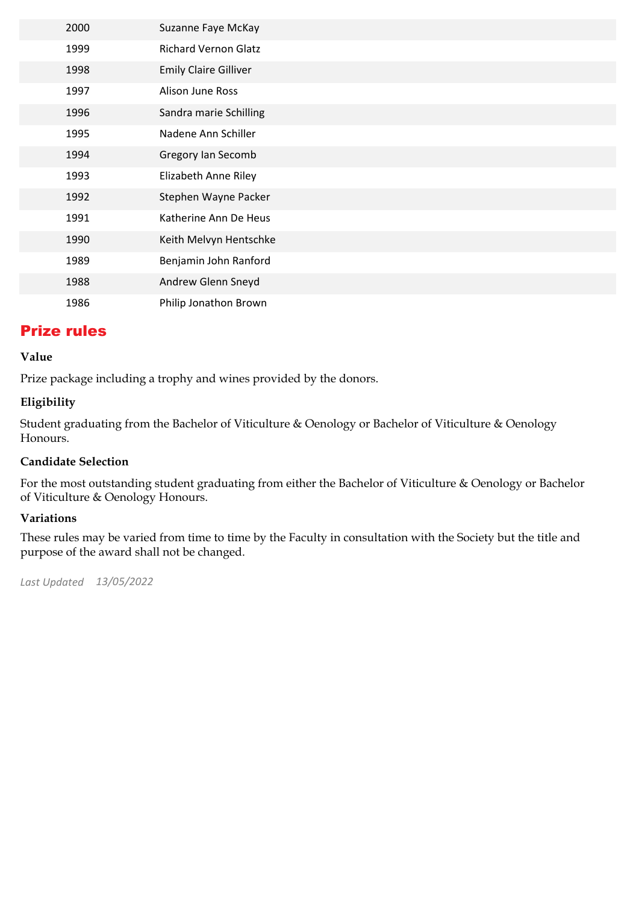| | |
|---|---|
| 2000 | Suzanne Faye McKay |
| 1999 | Richard Vernon Glatz |
| 1998 | Emily Claire Gilliver |
| 1997 | Alison June Ross |
| 1996 | Sandra marie Schilling |
| 1995 | Nadene Ann Schiller |
| 1994 | Gregory Ian Secomb |
| 1993 | Elizabeth Anne Riley |
| 1992 | Stephen Wayne Packer |
| 1991 | Katherine Ann De Heus |
| 1990 | Keith Melvyn Hentschke |
| 1989 | Benjamin John Ranford |
| 1988 | Andrew Glenn Sneyd |
| 1986 | Philip Jonathon Brown |

## Prize rules

### Value

Prize package including a trophy and wines provided by the donors.

### Eligibility

Student graduating from the Bachelor of Viticulture & Oenology or Bachelor of Viticulture & Oenology Honours.

### Candidate Selection

For the most outstanding student graduating from either the Bachelor of Viticulture & Oenology or Bachelor of Viticulture & Oenology Honours.

### Variations

These rules may be varied from time to time by the Faculty in consultation with the Society but the title and purpose of the award shall not be changed.

*Last Updated 13/05/2022*